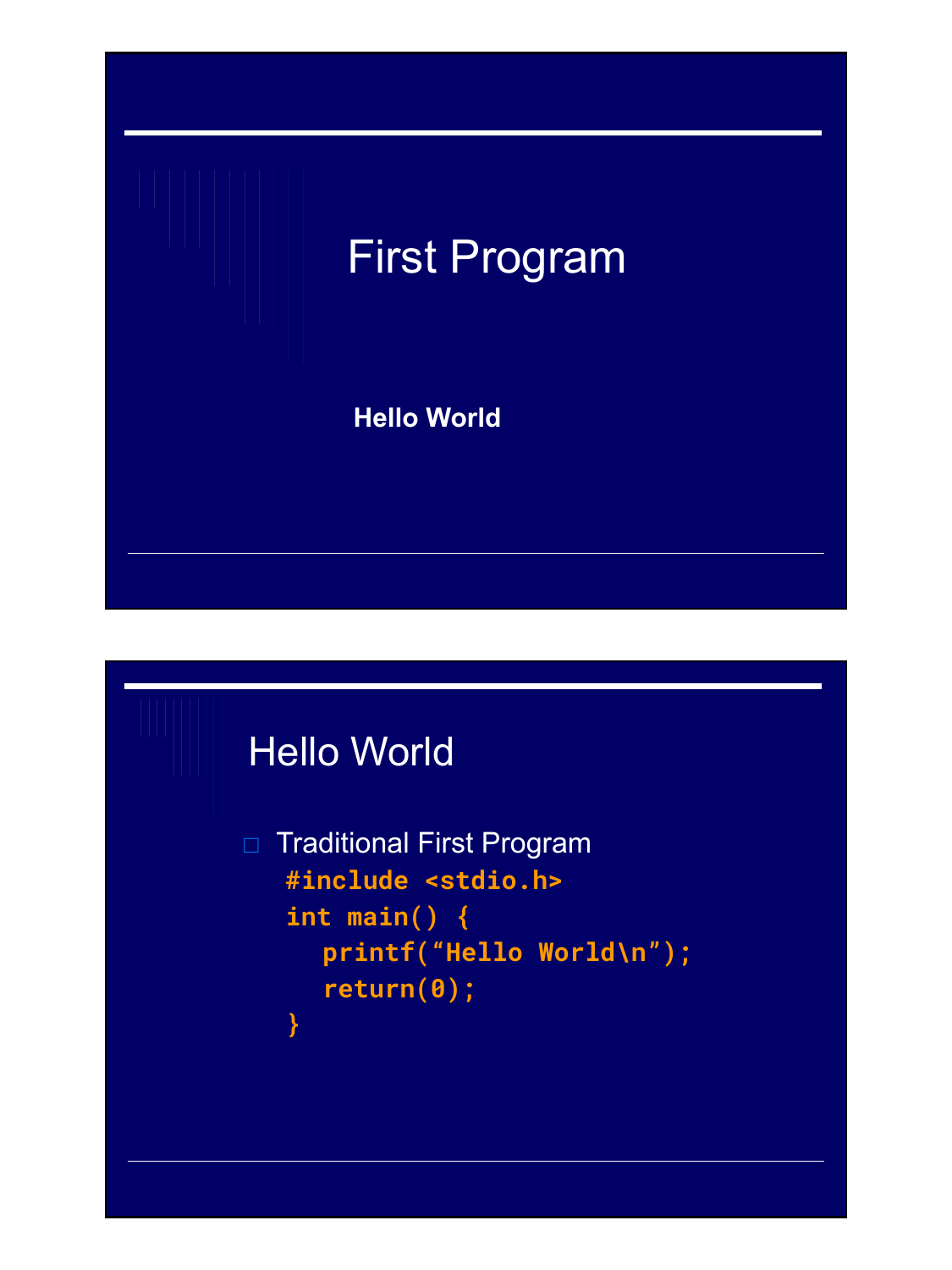# First Program

**Hello World**

## Hello World

- Traditional First Program

```
#include <stdio.h>
int main() {
   printf(“Hello World\n”);
   return(0);
}
```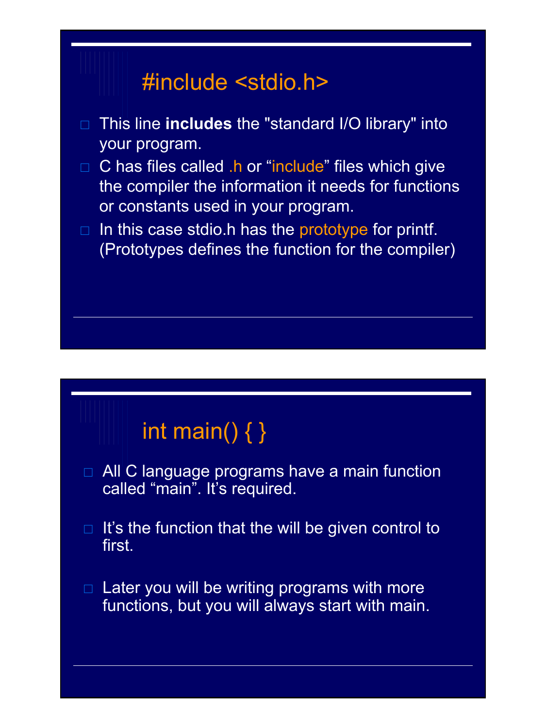## #include <stdio.h>

- This line **includes** the "standard I/O library" into your program.
- C has files called .h or “include” files which give the compiler the information it needs for functions or constants used in your program.
- In this case stdio.h has the prototype for printf. (Prototypes defines the function for the compiler)

## int main() { }

- All C language programs have a main function called “main”. It’s required.
- It’s the function that the will be given control to first.
- Later you will be writing programs with more functions, but you will always start with main.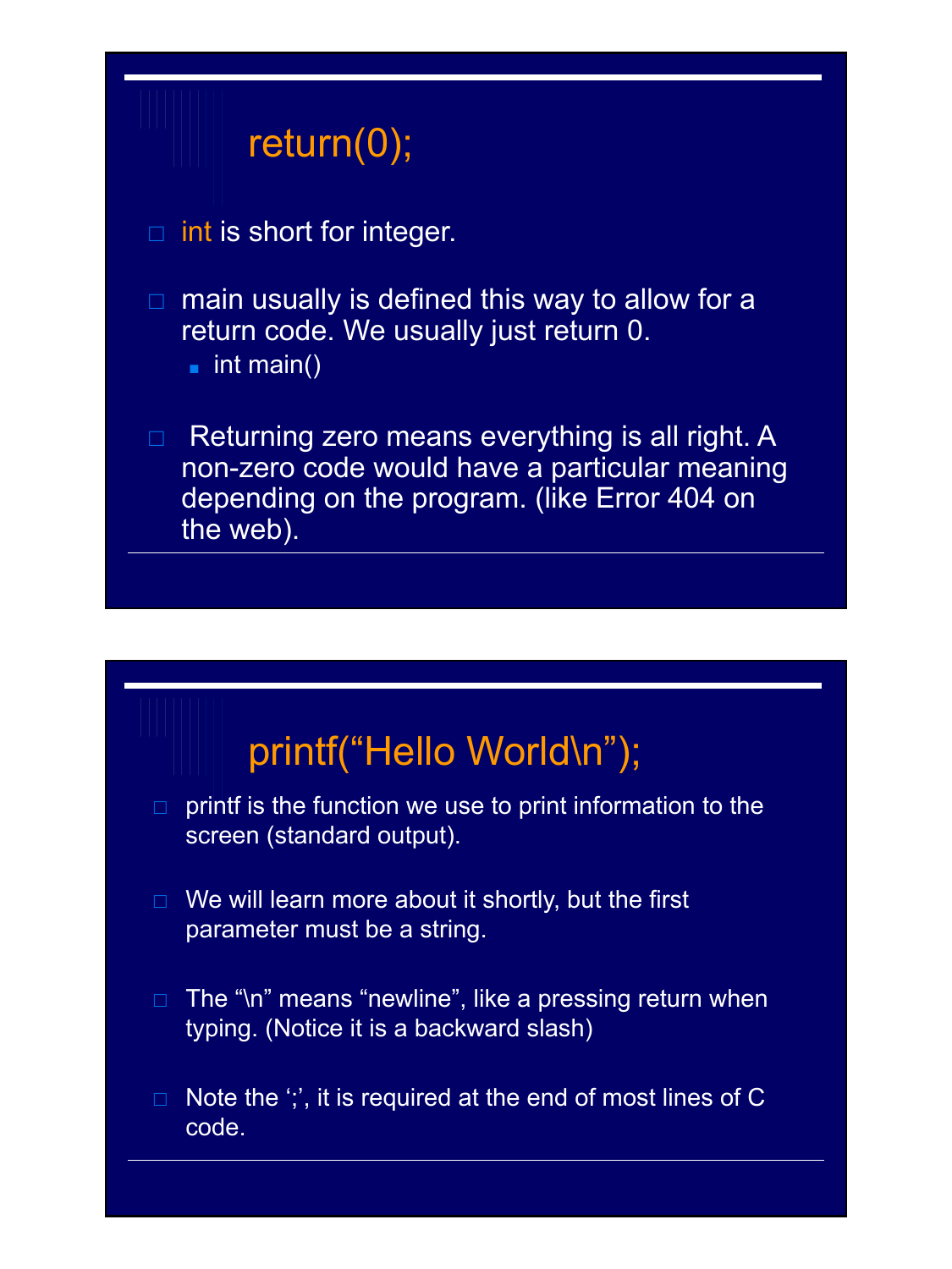## return(0);

- int is short for integer.
- main usually is defined this way to allow for a return code. We usually just return 0.
  - int main()
- Returning zero means everything is all right. A non-zero code would have a particular meaning depending on the program. (like Error 404 on the web).

## printf(“Hello World\n”);

- printf is the function we use to print information to the screen (standard output).
- We will learn more about it shortly, but the first parameter must be a string.
- The “\n” means “newline”, like a pressing return when typing. (Notice it is a backward slash)
- Note the ‘;’, it is required at the end of most lines of C code.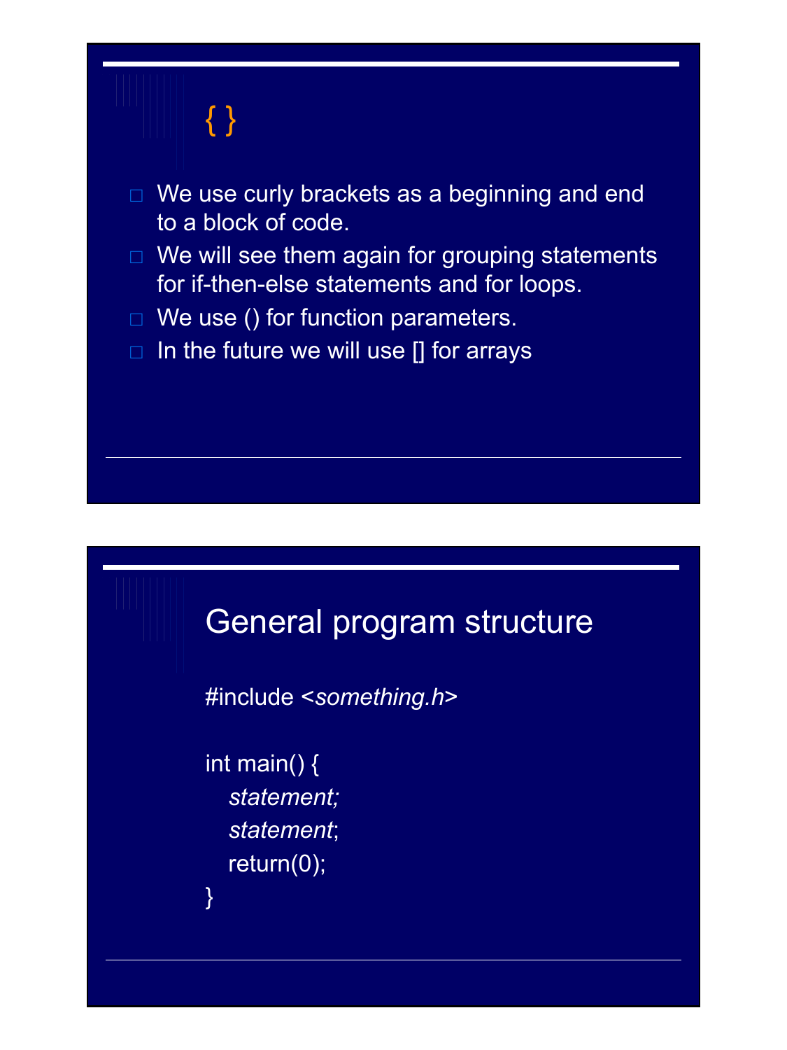## { }

- We use curly brackets as a beginning and end to a block of code.
- We will see them again for grouping statements for if-then-else statements and for loops.
- We use () for function parameters.
- In the future we will use [] for arrays

## General program structure

```
#include <something.h>

int main() {
   statement;
   statement;
   return(0);
}
```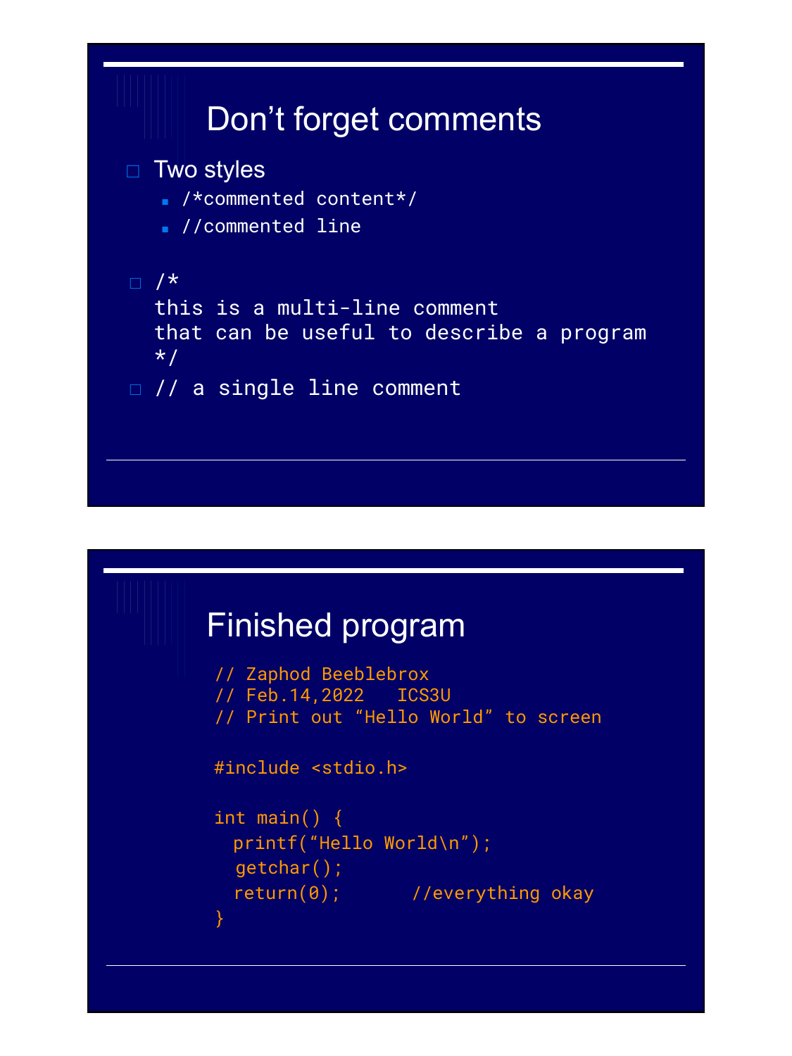## Don’t forget comments

- Two styles
  - `/*commented content*/`
  - `//commented line`

- ```
  /*
  this is a multi-line comment
  that can be useful to describe a program
  */
  ```
- `// a single line comment`

## Finished program

```
// Zaphod Beeblebrox
// Feb.14,2022   ICS3U
// Print out “Hello World” to screen

#include <stdio.h>

int main() {
  printf(“Hello World\n”);
  getchar();
  return(0);      //everything okay
}
```